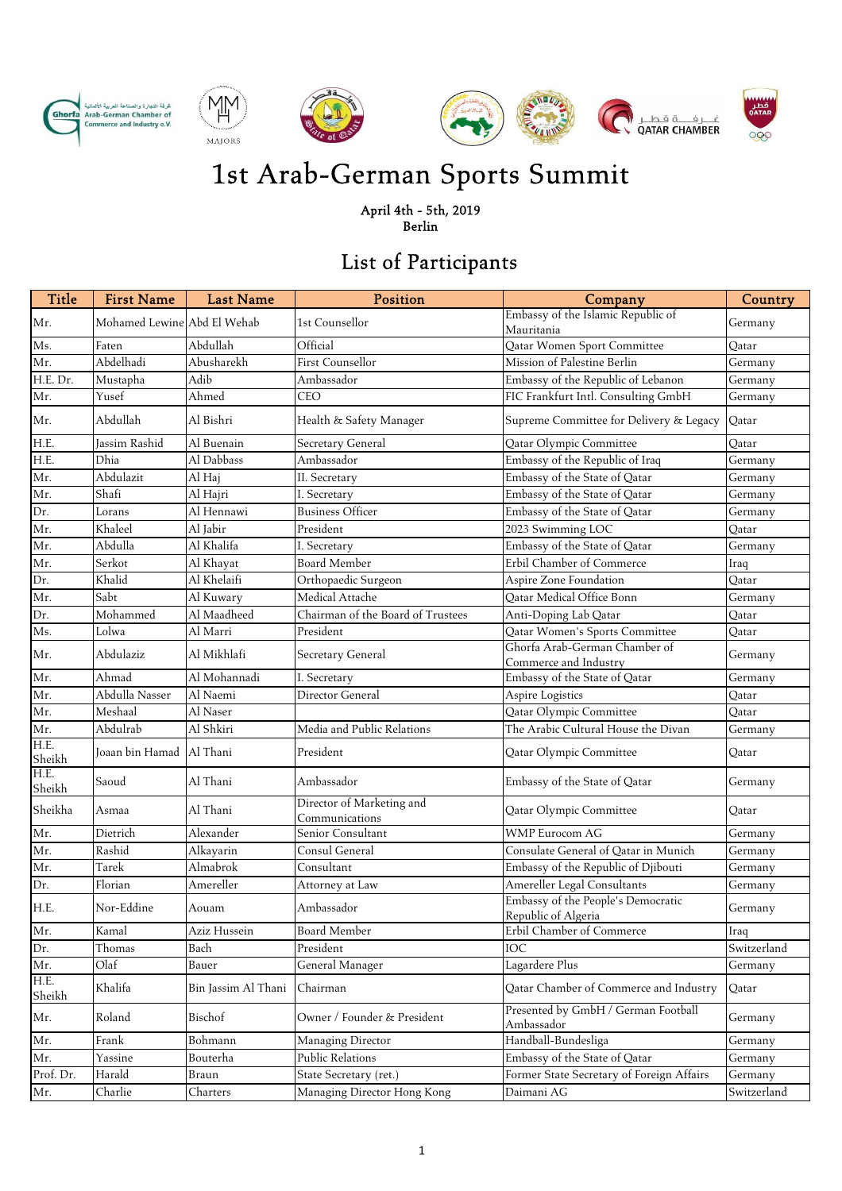# 1st Arab-German Sports Summit

April 4th - 5th, 2019
Berlin

## List of Participants

| Title | First Name | Last Name | Position | Company | Country |
|---|---|---|---|---|---|
| Mr. | Mohamed Lewine | Abd El Wehab | 1st Counsellor | Embassy of the Islamic Republic of Mauritania | Germany |
| Ms. | Faten | Abdullah | Official | Qatar Women Sport Committee | Qatar |
| Mr. | Abdelhadi | Abusharekh | First Counsellor | Mission of Palestine Berlin | Germany |
| H.E. Dr. | Mustapha | Adib | Ambassador | Embassy of the Republic of Lebanon | Germany |
| Mr. | Yusef | Ahmed | CEO | FIC Frankfurt Intl. Consulting GmbH | Germany |
| Mr. | Abdullah | Al Bishri | Health & Safety Manager | Supreme Committee for Delivery & Legacy | Qatar |
| H.E. | Jassim Rashid | Al Buenain | Secretary General | Qatar Olympic Committee | Qatar |
| H.E. | Dhia | Al Dabbass | Ambassador | Embassy of the Republic of Iraq | Germany |
| Mr. | Abdulazit | Al Haj | II. Secretary | Embassy of the State of Qatar | Germany |
| Mr. | Shafi | Al Hajri | I. Secretary | Embassy of the State of Qatar | Germany |
| Dr. | Lorans | Al Hennawi | Business Officer | Embassy of the State of Qatar | Germany |
| Mr. | Khaleel | Al Jabir | President | 2023 Swimming LOC | Qatar |
| Mr. | Abdulla | Al Khalifa | I. Secretary | Embassy of the State of Qatar | Germany |
| Mr. | Serkot | Al Khayat | Board Member | Erbil Chamber of Commerce | Iraq |
| Dr. | Khalid | Al Khelaifi | Orthopaedic Surgeon | Aspire Zone Foundation | Qatar |
| Mr. | Sabt | Al Kuwary | Medical Attache | Qatar Medical Office Bonn | Germany |
| Dr. | Mohammed | Al Maadheed | Chairman of the Board of Trustees | Anti-Doping Lab Qatar | Qatar |
| Ms. | Lolwa | Al Marri | President | Qatar Women's Sports Committee | Qatar |
| Mr. | Abdulaziz | Al Mikhlafi | Secretary General | Ghorfa Arab-German Chamber of Commerce and Industry | Germany |
| Mr. | Ahmad | Al Mohannadi | I. Secretary | Embassy of the State of Qatar | Germany |
| Mr. | Abdulla Nasser | Al Naemi | Director General | Aspire Logistics | Qatar |
| Mr. | Meshaal | Al Naser | | Qatar Olympic Committee | Qatar |
| Mr. | Abdulrab | Al Shkiri | Media and Public Relations | The Arabic Cultural House the Divan | Germany |
| H.E. Sheikh | Joaan bin Hamad | Al Thani | President | Qatar Olympic Committee | Qatar |
| H.E. Sheikh | Saoud | Al Thani | Ambassador | Embassy of the State of Qatar | Germany |
| Sheikha | Asmaa | Al Thani | Director of Marketing and Communications | Qatar Olympic Committee | Qatar |
| Mr. | Dietrich | Alexander | Senior Consultant | WMP Eurocom AG | Germany |
| Mr. | Rashid | Alkayarin | Consul General | Consulate General of Qatar in Munich | Germany |
| Mr. | Tarek | Almabrok | Consultant | Embassy of the Republic of Djibouti | Germany |
| Dr. | Florian | Amereller | Attorney at Law | Amereller Legal Consultants | Germany |
| H.E. | Nor-Eddine | Aouam | Ambassador | Embassy of the People's Democratic Republic of Algeria | Germany |
| Mr. | Kamal | Aziz Hussein | Board Member | Erbil Chamber of Commerce | Iraq |
| Dr. | Thomas | Bach | President | IOC | Switzerland |
| Mr. | Olaf | Bauer | General Manager | Lagardere Plus | Germany |
| H.E. Sheikh | Khalifa | Bin Jassim Al Thani | Chairman | Qatar Chamber of Commerce and Industry | Qatar |
| Mr. | Roland | Bischof | Owner / Founder & President | Presented by GmbH / German Football Ambassador | Germany |
| Mr. | Frank | Bohmann | Managing Director | Handball-Bundesliga | Germany |
| Mr. | Yassine | Bouterha | Public Relations | Embassy of the State of Qatar | Germany |
| Prof. Dr. | Harald | Braun | State Secretary (ret.) | Former State Secretary of Foreign Affairs | Germany |
| Mr. | Charlie | Charters | Managing Director Hong Kong | Daimani AG | Switzerland |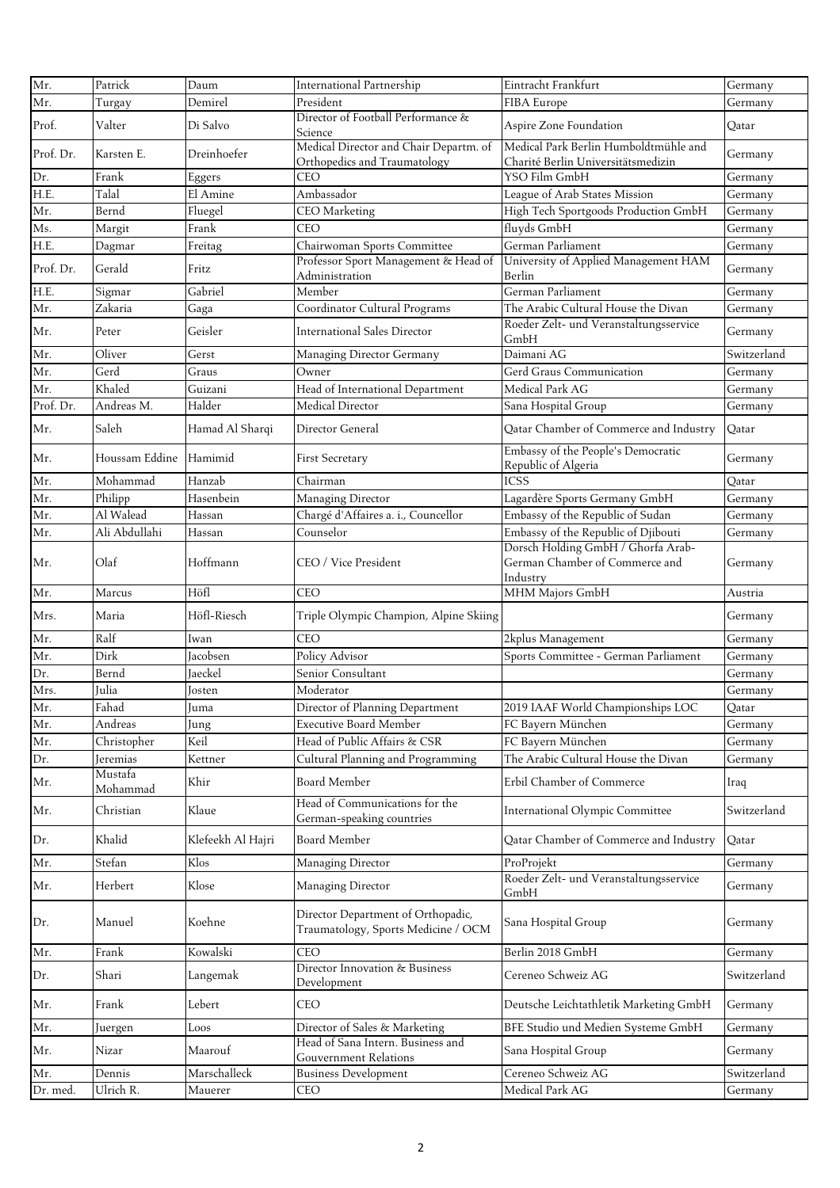| | | | | | |
|---|---|---|---|---|---|
| Mr. | Patrick | Daum | International Partnership | Eintracht Frankfurt | Germany |
| Mr. | Turgay | Demirel | President | FIBA Europe | Germany |
| Prof. | Valter | Di Salvo | Director of Football Performance & Science | Aspire Zone Foundation | Qatar |
| Prof. Dr. | Karsten E. | Dreinhoefer | Medical Director and Chair Departm. of Orthopedics and Traumatology | Medical Park Berlin Humboldtmühle and Charité Berlin Universitätsmedizin | Germany |
| Dr. | Frank | Eggers | CEO | YSO Film GmbH | Germany |
| H.E. | Talal | El Amine | Ambassador | League of Arab States Mission | Germany |
| Mr. | Bernd | Fluegel | CEO Marketing | High Tech Sportgoods Production GmbH | Germany |
| Ms. | Margit | Frank | CEO | fluyds GmbH | Germany |
| H.E. | Dagmar | Freitag | Chairwoman Sports Committee | German Parliament | Germany |
| Prof. Dr. | Gerald | Fritz | Professor Sport Management & Head of Administration | University of Applied Management HAM Berlin | Germany |
| H.E. | Sigmar | Gabriel | Member | German Parliament | Germany |
| Mr. | Zakaria | Gaga | Coordinator Cultural Programs | The Arabic Cultural House the Divan | Germany |
| Mr. | Peter | Geisler | International Sales Director | Roeder Zelt- und Veranstaltungsservice GmbH | Germany |
| Mr. | Oliver | Gerst | Managing Director Germany | Daimani AG | Switzerland |
| Mr. | Gerd | Graus | Owner | Gerd Graus Communication | Germany |
| Mr. | Khaled | Guizani | Head of International Department | Medical Park AG | Germany |
| Prof. Dr. | Andreas M. | Halder | Medical Director | Sana Hospital Group | Germany |
| Mr. | Saleh | Hamad Al Sharqi | Director General | Qatar Chamber of Commerce and Industry | Qatar |
| Mr. | Houssam Eddine | Hamimid | First Secretary | Embassy of the People's Democratic Republic of Algeria | Germany |
| Mr. | Mohammad | Hanzab | Chairman | ICSS | Qatar |
| Mr. | Philipp | Hasenbein | Managing Director | Lagardère Sports Germany GmbH | Germany |
| Mr. | Al Walead | Hassan | Chargé d'Affaires a. i., Councellor | Embassy of the Republic of Sudan | Germany |
| Mr. | Ali Abdullahi | Hassan | Counselor | Embassy of the Republic of Djibouti | Germany |
| Mr. | Olaf | Hoffmann | CEO / Vice President | Dorsch Holding GmbH / Ghorfa Arab-German Chamber of Commerce and Industry | Germany |
| Mr. | Marcus | Höfl | CEO | MHM Majors GmbH | Austria |
| Mrs. | Maria | Höfl-Riesch | Triple Olympic Champion, Alpine Skiing | | Germany |
| Mr. | Ralf | Iwan | CEO | 2kplus Management | Germany |
| Mr. | Dirk | Jacobsen | Policy Advisor | Sports Committee - German Parliament | Germany |
| Dr. | Bernd | Jaeckel | Senior Consultant | | Germany |
| Mrs. | Julia | Josten | Moderator | | Germany |
| Mr. | Fahad | Juma | Director of Planning Department | 2019 IAAF World Championships LOC | Qatar |
| Mr. | Andreas | Jung | Executive Board Member | FC Bayern München | Germany |
| Mr. | Christopher | Keil | Head of Public Affairs & CSR | FC Bayern München | Germany |
| Dr. | Jeremias | Kettner | Cultural Planning and Programming | The Arabic Cultural House the Divan | Germany |
| Mr. | Mustafa Mohammad | Khir | Board Member | Erbil Chamber of Commerce | Iraq |
| Mr. | Christian | Klaue | Head of Communications for the German-speaking countries | International Olympic Committee | Switzerland |
| Dr. | Khalid | Klefeekh Al Hajri | Board Member | Qatar Chamber of Commerce and Industry | Qatar |
| Mr. | Stefan | Klos | Managing Director | ProProjekt | Germany |
| Mr. | Herbert | Klose | Managing Director | Roeder Zelt- und Veranstaltungsservice GmbH | Germany |
| Dr. | Manuel | Koehne | Director Department of Orthopadic, Traumatology, Sports Medicine / OCM | Sana Hospital Group | Germany |
| Mr. | Frank | Kowalski | CEO | Berlin 2018 GmbH | Germany |
| Dr. | Shari | Langemak | Director Innovation & Business Development | Cereneo Schweiz AG | Switzerland |
| Mr. | Frank | Lebert | CEO | Deutsche Leichtathletik Marketing GmbH | Germany |
| Mr. | Juergen | Loos | Director of Sales & Marketing | BFE Studio und Medien Systeme GmbH | Germany |
| Mr. | Nizar | Maarouf | Head of Sana Intern. Business and Gouvernment Relations | Sana Hospital Group | Germany |
| Mr. | Dennis | Marschalleck | Business Development | Cereneo Schweiz AG | Switzerland |
| Dr. med. | Ulrich R. | Mauerer | CEO | Medical Park AG | Germany |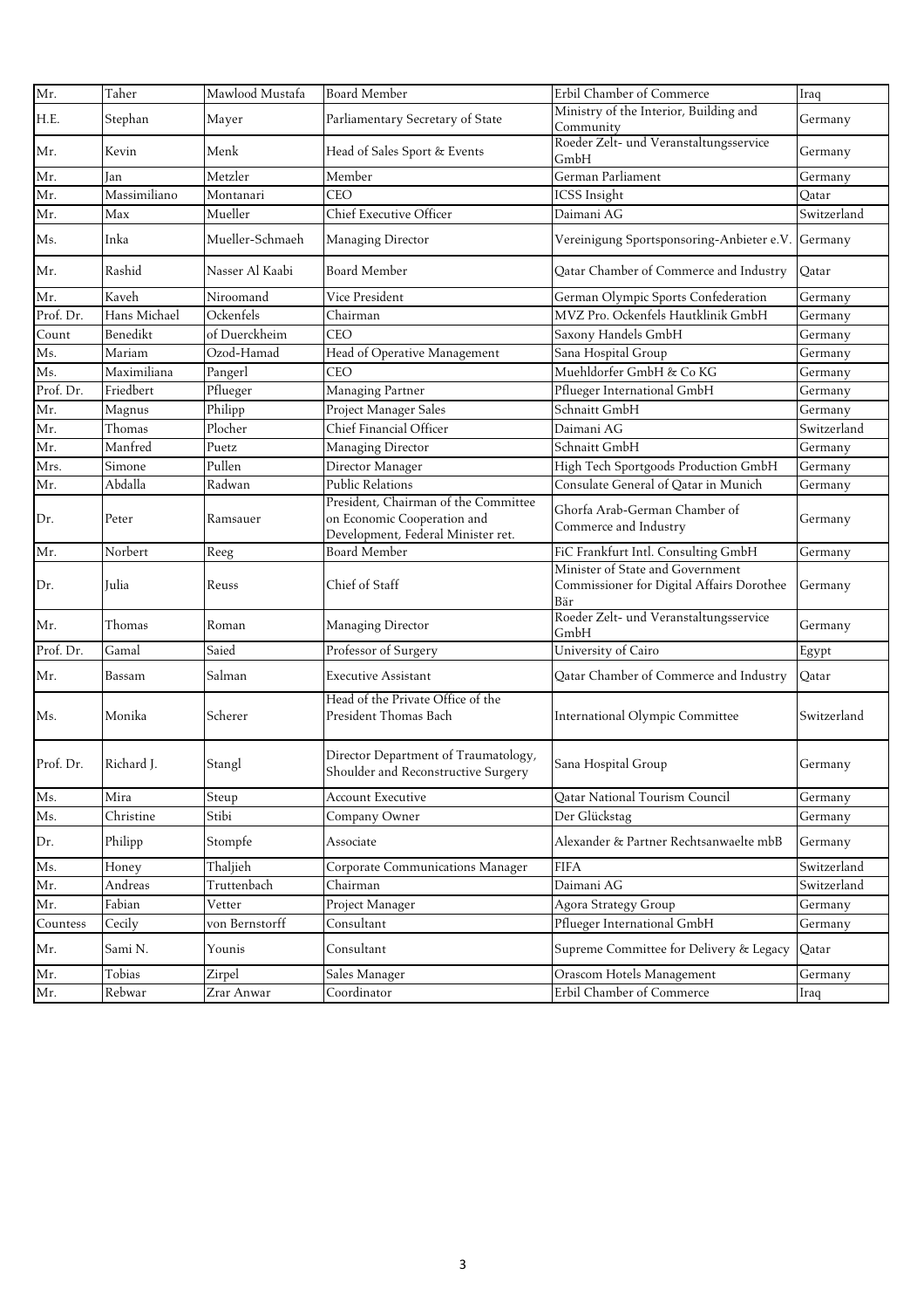| | | | | | |
|---|---|---|---|---|---|
| Mr. | Taher | Mawlood Mustafa | Board Member | Erbil Chamber of Commerce | Iraq |
| H.E. | Stephan | Mayer | Parliamentary Secretary of State | Ministry of the Interior, Building and Community | Germany |
| Mr. | Kevin | Menk | Head of Sales Sport & Events | Roeder Zelt- und Veranstaltungsservice GmbH | Germany |
| Mr. | Jan | Metzler | Member | German Parliament | Germany |
| Mr. | Massimiliano | Montanari | CEO | ICSS Insight | Qatar |
| Mr. | Max | Mueller | Chief Executive Officer | Daimani AG | Switzerland |
| Ms. | Inka | Mueller-Schmaeh | Managing Director | Vereinigung Sportsponsoring-Anbieter e.V. | Germany |
| Mr. | Rashid | Nasser Al Kaabi | Board Member | Qatar Chamber of Commerce and Industry | Qatar |
| Mr. | Kaveh | Niroomand | Vice President | German Olympic Sports Confederation | Germany |
| Prof. Dr. | Hans Michael | Ockenfels | Chairman | MVZ Pro. Ockenfels Hautklinik GmbH | Germany |
| Count | Benedikt | of Duerckheim | CEO | Saxony Handels GmbH | Germany |
| Ms. | Mariam | Ozod-Hamad | Head of Operative Management | Sana Hospital Group | Germany |
| Ms. | Maximiliana | Pangerl | CEO | Muehldorfer GmbH & Co KG | Germany |
| Prof. Dr. | Friedbert | Pflueger | Managing Partner | Pflueger International GmbH | Germany |
| Mr. | Magnus | Philipp | Project Manager Sales | Schnaitt GmbH | Germany |
| Mr. | Thomas | Plocher | Chief Financial Officer | Daimani AG | Switzerland |
| Mr. | Manfred | Puetz | Managing Director | Schnaitt GmbH | Germany |
| Mrs. | Simone | Pullen | Director Manager | High Tech Sportgoods Production GmbH | Germany |
| Mr. | Abdalla | Radwan | Public Relations | Consulate General of Qatar in Munich | Germany |
| Dr. | Peter | Ramsauer | President, Chairman of the Committee on Economic Cooperation and Development, Federal Minister ret. | Ghorfa Arab-German Chamber of Commerce and Industry | Germany |
| Mr. | Norbert | Reeg | Board Member | FiC Frankfurt Intl. Consulting GmbH | Germany |
| Dr. | Julia | Reuss | Chief of Staff | Minister of State and Government Commissioner for Digital Affairs Dorothee Bär | Germany |
| Mr. | Thomas | Roman | Managing Director | Roeder Zelt- und Veranstaltungsservice GmbH | Germany |
| Prof. Dr. | Gamal | Saied | Professor of Surgery | University of Cairo | Egypt |
| Mr. | Bassam | Salman | Executive Assistant | Qatar Chamber of Commerce and Industry | Qatar |
| Ms. | Monika | Scherer | Head of the Private Office of the President Thomas Bach | International Olympic Committee | Switzerland |
| Prof. Dr. | Richard J. | Stangl | Director Department of Traumatology, Shoulder and Reconstructive Surgery | Sana Hospital Group | Germany |
| Ms. | Mira | Steup | Account Executive | Qatar National Tourism Council | Germany |
| Ms. | Christine | Stibi | Company Owner | Der Glückstag | Germany |
| Dr. | Philipp | Stompfe | Associate | Alexander & Partner Rechtsanwaelte mbB | Germany |
| Ms. | Honey | Thaljieh | Corporate Communications Manager | FIFA | Switzerland |
| Mr. | Andreas | Truttenbach | Chairman | Daimani AG | Switzerland |
| Mr. | Fabian | Vetter | Project Manager | Agora Strategy Group | Germany |
| Countess | Cecily | von Bernstorff | Consultant | Pflueger International GmbH | Germany |
| Mr. | Sami N. | Younis | Consultant | Supreme Committee for Delivery & Legacy | Qatar |
| Mr. | Tobias | Zirpel | Sales Manager | Orascom Hotels Management | Germany |
| Mr. | Rebwar | Zrar Anwar | Coordinator | Erbil Chamber of Commerce | Iraq |